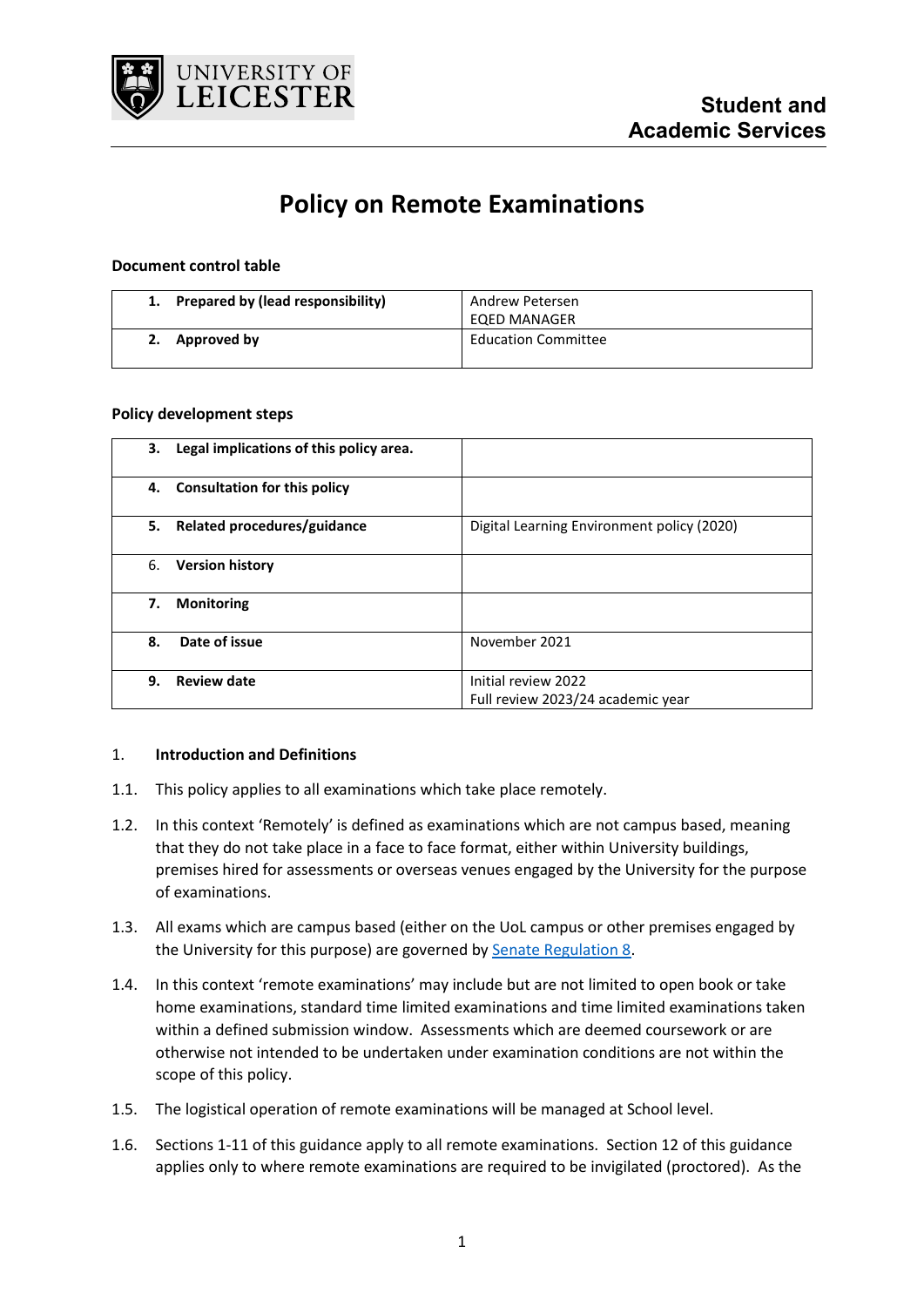Student and Academic Services

# Policy on Remote Examinations

**Document control table**

| | |
|---|---|
| **1. Prepared by (lead responsibility)** | Andrew Petersen<br>EQED MANAGER |
| **2. Approved by** | Education Committee |

**Policy development steps**

| | |
|---|---|
| **3. Legal implications of this policy area.** | |
| **4. Consultation for this policy** | |
| **5. Related procedures/guidance** | Digital Learning Environment policy (2020) |
| 6. **Version history** | |
| **7. Monitoring** | |
| **8. Date of issue** | November 2021 |
| **9. Review date** | Initial review 2022<br>Full review 2023/24 academic year |

## 1. **Introduction and Definitions**

1.1. This policy applies to all examinations which take place remotely.

1.2. In this context 'Remotely' is defined as examinations which are not campus based, meaning that they do not take place in a face to face format, either within University buildings, premises hired for assessments or overseas venues engaged by the University for the purpose of examinations.

1.3. All exams which are campus based (either on the UoL campus or other premises engaged by the University for this purpose) are governed by Senate Regulation 8.

1.4. In this context 'remote examinations' may include but are not limited to open book or take home examinations, standard time limited examinations and time limited examinations taken within a defined submission window. Assessments which are deemed coursework or are otherwise not intended to be undertaken under examination conditions are not within the scope of this policy.

1.5. The logistical operation of remote examinations will be managed at School level.

1.6. Sections 1-11 of this guidance apply to all remote examinations. Section 12 of this guidance applies only to where remote examinations are required to be invigilated (proctored). As the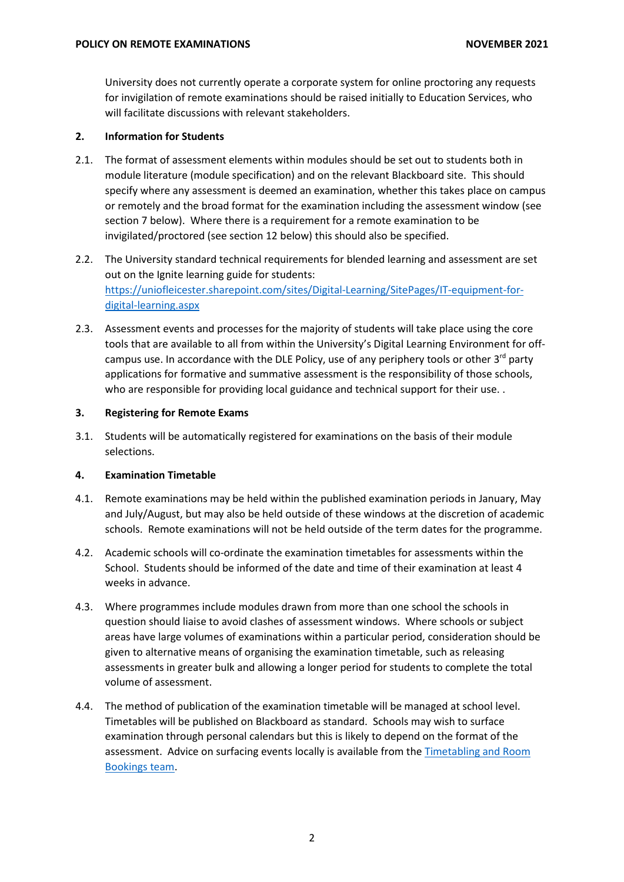University does not currently operate a corporate system for online proctoring any requests for invigilation of remote examinations should be raised initially to Education Services, who will facilitate discussions with relevant stakeholders.

## 2. Information for Students

2.1. The format of assessment elements within modules should be set out to students both in module literature (module specification) and on the relevant Blackboard site. This should specify where any assessment is deemed an examination, whether this takes place on campus or remotely and the broad format for the examination including the assessment window (see section 7 below). Where there is a requirement for a remote examination to be invigilated/proctored (see section 12 below) this should also be specified.

2.2. The University standard technical requirements for blended learning and assessment are set out on the Ignite learning guide for students: [https://uniofleicester.sharepoint.com/sites/Digital-Learning/SitePages/IT-equipment-for-digital-learning.aspx](https://uniofleicester.sharepoint.com/sites/Digital-Learning/SitePages/IT-equipment-for-digital-learning.aspx)

2.3. Assessment events and processes for the majority of students will take place using the core tools that are available to all from within the University's Digital Learning Environment for off-campus use. In accordance with the DLE Policy, use of any periphery tools or other 3rd party applications for formative and summative assessment is the responsibility of those schools, who are responsible for providing local guidance and technical support for their use. .

## 3. Registering for Remote Exams

3.1. Students will be automatically registered for examinations on the basis of their module selections.

## 4. Examination Timetable

4.1. Remote examinations may be held within the published examination periods in January, May and July/August, but may also be held outside of these windows at the discretion of academic schools. Remote examinations will not be held outside of the term dates for the programme.

4.2. Academic schools will co-ordinate the examination timetables for assessments within the School. Students should be informed of the date and time of their examination at least 4 weeks in advance.

4.3. Where programmes include modules drawn from more than one school the schools in question should liaise to avoid clashes of assessment windows. Where schools or subject areas have large volumes of examinations within a particular period, consideration should be given to alternative means of organising the examination timetable, such as releasing assessments in greater bulk and allowing a longer period for students to complete the total volume of assessment.

4.4. The method of publication of the examination timetable will be managed at school level. Timetables will be published on Blackboard as standard. Schools may wish to surface examination through personal calendars but this is likely to depend on the format of the assessment. Advice on surfacing events locally is available from the Timetabling and Room Bookings team.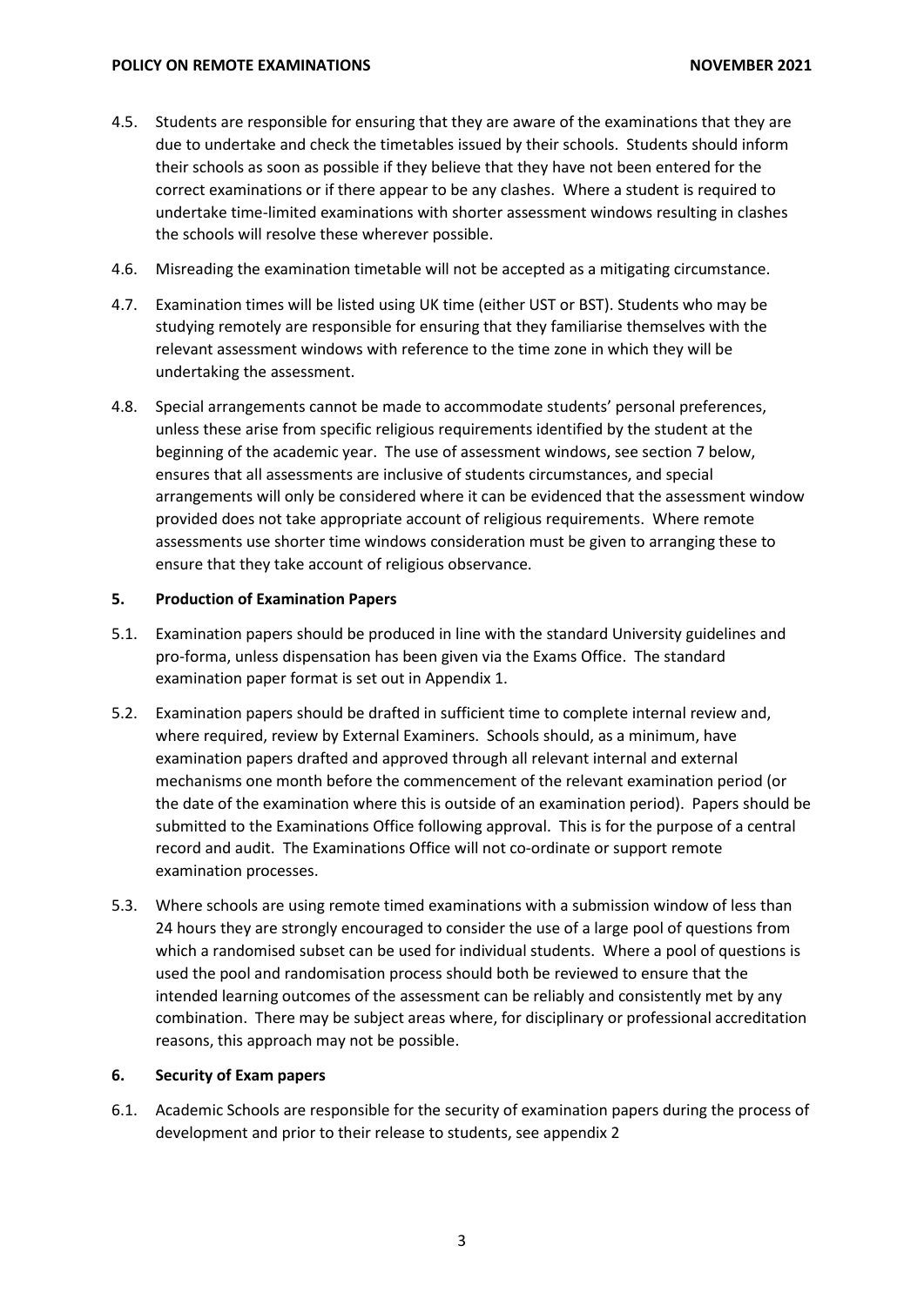4.5. Students are responsible for ensuring that they are aware of the examinations that they are due to undertake and check the timetables issued by their schools. Students should inform their schools as soon as possible if they believe that they have not been entered for the correct examinations or if there appear to be any clashes. Where a student is required to undertake time-limited examinations with shorter assessment windows resulting in clashes the schools will resolve these wherever possible.

4.6. Misreading the examination timetable will not be accepted as a mitigating circumstance.

4.7. Examination times will be listed using UK time (either UST or BST). Students who may be studying remotely are responsible for ensuring that they familiarise themselves with the relevant assessment windows with reference to the time zone in which they will be undertaking the assessment.

4.8. Special arrangements cannot be made to accommodate students' personal preferences, unless these arise from specific religious requirements identified by the student at the beginning of the academic year. The use of assessment windows, see section 7 below, ensures that all assessments are inclusive of students circumstances, and special arrangements will only be considered where it can be evidenced that the assessment window provided does not take appropriate account of religious requirements. Where remote assessments use shorter time windows consideration must be given to arranging these to ensure that they take account of religious observance.

## 5. Production of Examination Papers

5.1. Examination papers should be produced in line with the standard University guidelines and pro-forma, unless dispensation has been given via the Exams Office. The standard examination paper format is set out in Appendix 1.

5.2. Examination papers should be drafted in sufficient time to complete internal review and, where required, review by External Examiners. Schools should, as a minimum, have examination papers drafted and approved through all relevant internal and external mechanisms one month before the commencement of the relevant examination period (or the date of the examination where this is outside of an examination period). Papers should be submitted to the Examinations Office following approval. This is for the purpose of a central record and audit. The Examinations Office will not co-ordinate or support remote examination processes.

5.3. Where schools are using remote timed examinations with a submission window of less than 24 hours they are strongly encouraged to consider the use of a large pool of questions from which a randomised subset can be used for individual students. Where a pool of questions is used the pool and randomisation process should both be reviewed to ensure that the intended learning outcomes of the assessment can be reliably and consistently met by any combination. There may be subject areas where, for disciplinary or professional accreditation reasons, this approach may not be possible.

## 6. Security of Exam papers

6.1. Academic Schools are responsible for the security of examination papers during the process of development and prior to their release to students, see appendix 2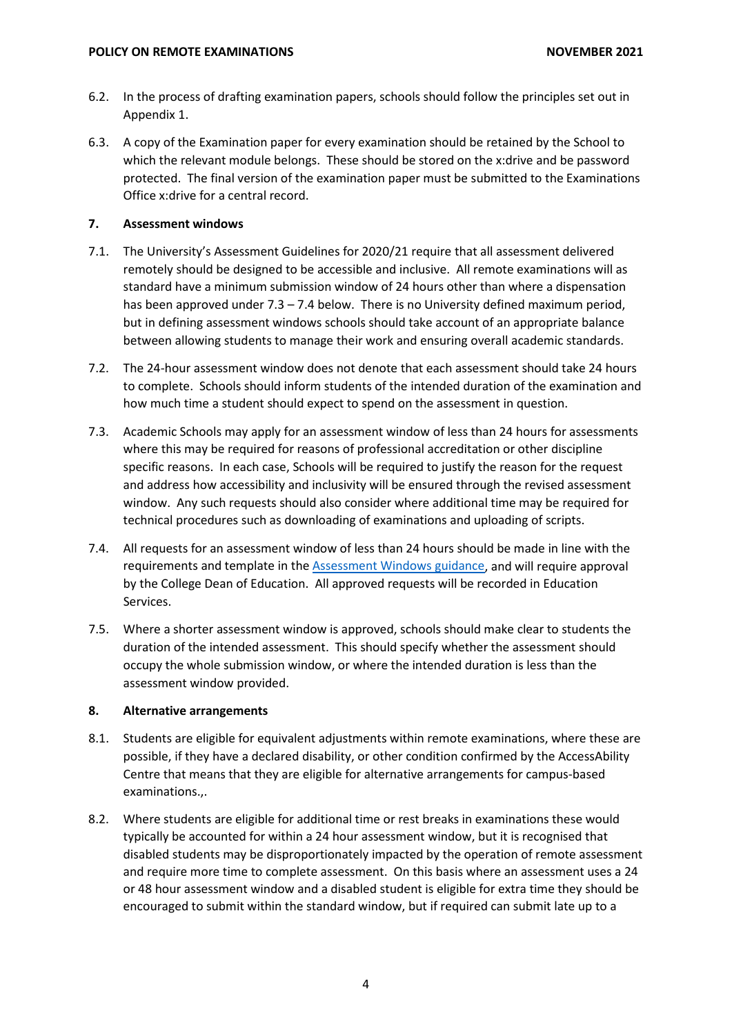6.2. In the process of drafting examination papers, schools should follow the principles set out in Appendix 1.

6.3. A copy of the Examination paper for every examination should be retained by the School to which the relevant module belongs. These should be stored on the x:drive and be password protected. The final version of the examination paper must be submitted to the Examinations Office x:drive for a central record.

## 7. Assessment windows

7.1. The University's Assessment Guidelines for 2020/21 require that all assessment delivered remotely should be designed to be accessible and inclusive. All remote examinations will as standard have a minimum submission window of 24 hours other than where a dispensation has been approved under 7.3 – 7.4 below. There is no University defined maximum period, but in defining assessment windows schools should take account of an appropriate balance between allowing students to manage their work and ensuring overall academic standards.

7.2. The 24-hour assessment window does not denote that each assessment should take 24 hours to complete. Schools should inform students of the intended duration of the examination and how much time a student should expect to spend on the assessment in question.

7.3. Academic Schools may apply for an assessment window of less than 24 hours for assessments where this may be required for reasons of professional accreditation or other discipline specific reasons. In each case, Schools will be required to justify the reason for the request and address how accessibility and inclusivity will be ensured through the revised assessment window. Any such requests should also consider where additional time may be required for technical procedures such as downloading of examinations and uploading of scripts.

7.4. All requests for an assessment window of less than 24 hours should be made in line with the requirements and template in the Assessment Windows guidance, and will require approval by the College Dean of Education. All approved requests will be recorded in Education Services.

7.5. Where a shorter assessment window is approved, schools should make clear to students the duration of the intended assessment. This should specify whether the assessment should occupy the whole submission window, or where the intended duration is less than the assessment window provided.

## 8. Alternative arrangements

8.1. Students are eligible for equivalent adjustments within remote examinations, where these are possible, if they have a declared disability, or other condition confirmed by the AccessAbility Centre that means that they are eligible for alternative arrangements for campus-based examinations.,.

8.2. Where students are eligible for additional time or rest breaks in examinations these would typically be accounted for within a 24 hour assessment window, but it is recognised that disabled students may be disproportionately impacted by the operation of remote assessment and require more time to complete assessment. On this basis where an assessment uses a 24 or 48 hour assessment window and a disabled student is eligible for extra time they should be encouraged to submit within the standard window, but if required can submit late up to a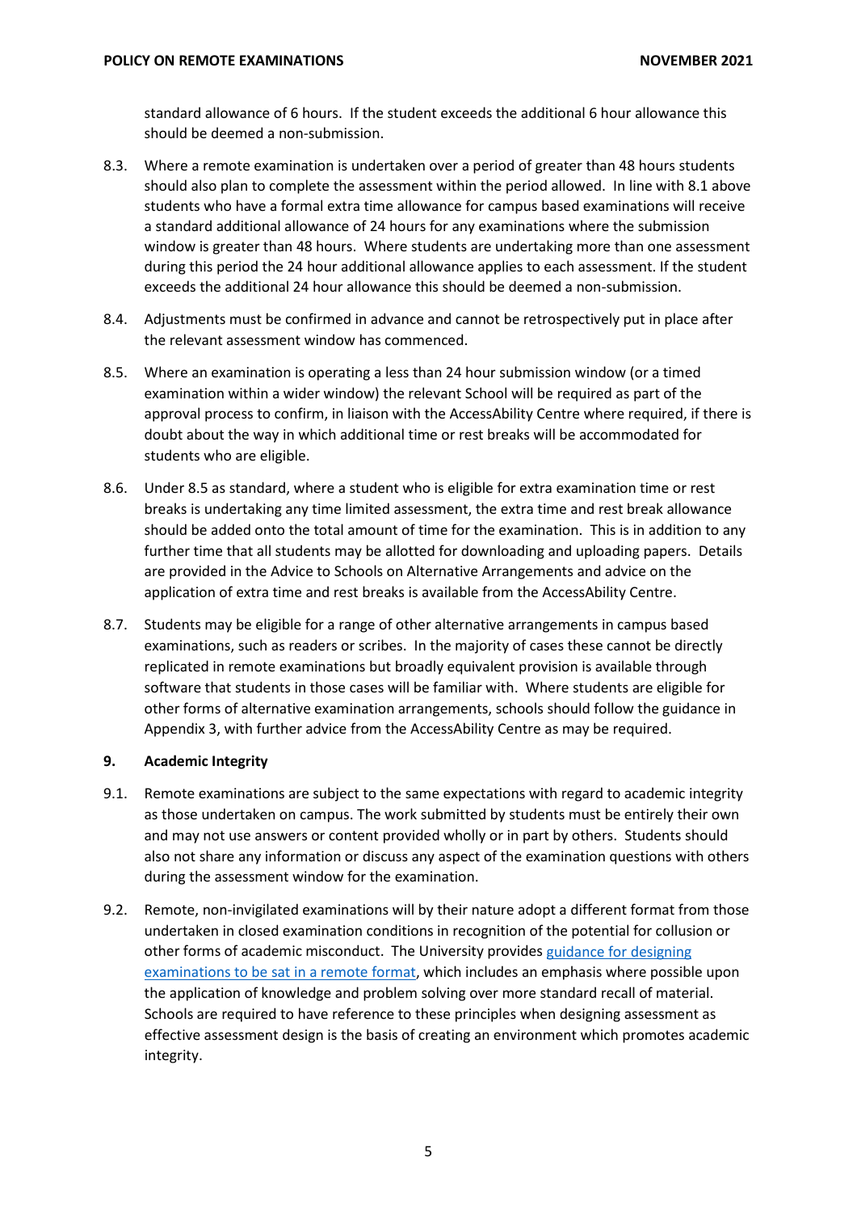standard allowance of 6 hours. If the student exceeds the additional 6 hour allowance this should be deemed a non-submission.

8.3. Where a remote examination is undertaken over a period of greater than 48 hours students should also plan to complete the assessment within the period allowed. In line with 8.1 above students who have a formal extra time allowance for campus based examinations will receive a standard additional allowance of 24 hours for any examinations where the submission window is greater than 48 hours. Where students are undertaking more than one assessment during this period the 24 hour additional allowance applies to each assessment. If the student exceeds the additional 24 hour allowance this should be deemed a non-submission.

8.4. Adjustments must be confirmed in advance and cannot be retrospectively put in place after the relevant assessment window has commenced.

8.5. Where an examination is operating a less than 24 hour submission window (or a timed examination within a wider window) the relevant School will be required as part of the approval process to confirm, in liaison with the AccessAbility Centre where required, if there is doubt about the way in which additional time or rest breaks will be accommodated for students who are eligible.

8.6. Under 8.5 as standard, where a student who is eligible for extra examination time or rest breaks is undertaking any time limited assessment, the extra time and rest break allowance should be added onto the total amount of time for the examination. This is in addition to any further time that all students may be allotted for downloading and uploading papers. Details are provided in the Advice to Schools on Alternative Arrangements and advice on the application of extra time and rest breaks is available from the AccessAbility Centre.

8.7. Students may be eligible for a range of other alternative arrangements in campus based examinations, such as readers or scribes. In the majority of cases these cannot be directly replicated in remote examinations but broadly equivalent provision is available through software that students in those cases will be familiar with. Where students are eligible for other forms of alternative examination arrangements, schools should follow the guidance in Appendix 3, with further advice from the AccessAbility Centre as may be required.

## 9. Academic Integrity

9.1. Remote examinations are subject to the same expectations with regard to academic integrity as those undertaken on campus. The work submitted by students must be entirely their own and may not use answers or content provided wholly or in part by others. Students should also not share any information or discuss any aspect of the examination questions with others during the assessment window for the examination.

9.2. Remote, non-invigilated examinations will by their nature adopt a different format from those undertaken in closed examination conditions in recognition of the potential for collusion or other forms of academic misconduct. The University provides guidance for designing examinations to be sat in a remote format, which includes an emphasis where possible upon the application of knowledge and problem solving over more standard recall of material. Schools are required to have reference to these principles when designing assessment as effective assessment design is the basis of creating an environment which promotes academic integrity.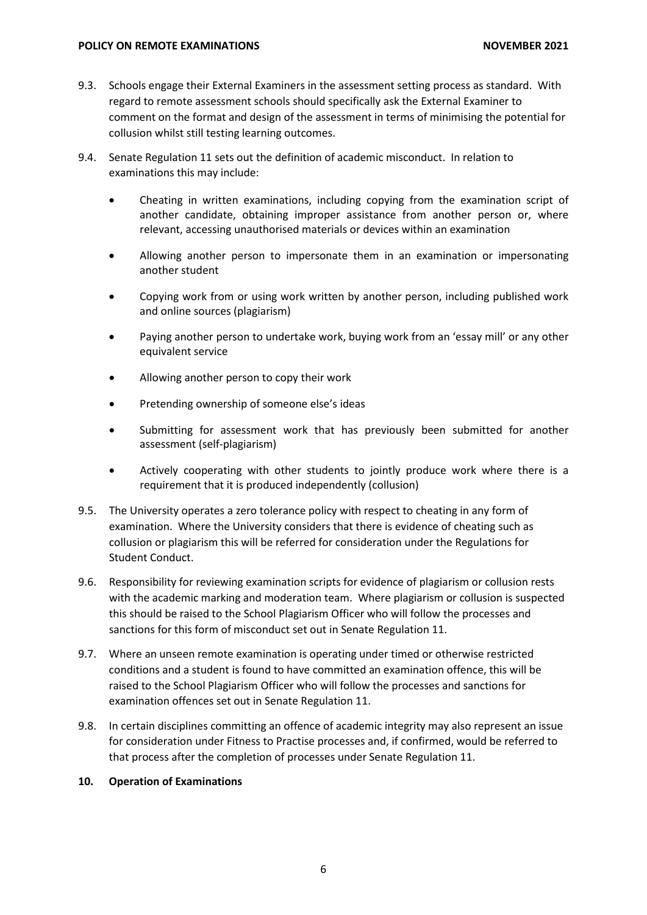9.3. Schools engage their External Examiners in the assessment setting process as standard. With regard to remote assessment schools should specifically ask the External Examiner to comment on the format and design of the assessment in terms of minimising the potential for collusion whilst still testing learning outcomes.

9.4. Senate Regulation 11 sets out the definition of academic misconduct. In relation to examinations this may include:

- Cheating in written examinations, including copying from the examination script of another candidate, obtaining improper assistance from another person or, where relevant, accessing unauthorised materials or devices within an examination
- Allowing another person to impersonate them in an examination or impersonating another student
- Copying work from or using work written by another person, including published work and online sources (plagiarism)
- Paying another person to undertake work, buying work from an 'essay mill' or any other equivalent service
- Allowing another person to copy their work
- Pretending ownership of someone else's ideas
- Submitting for assessment work that has previously been submitted for another assessment (self-plagiarism)
- Actively cooperating with other students to jointly produce work where there is a requirement that it is produced independently (collusion)

9.5. The University operates a zero tolerance policy with respect to cheating in any form of examination. Where the University considers that there is evidence of cheating such as collusion or plagiarism this will be referred for consideration under the Regulations for Student Conduct.

9.6. Responsibility for reviewing examination scripts for evidence of plagiarism or collusion rests with the academic marking and moderation team. Where plagiarism or collusion is suspected this should be raised to the School Plagiarism Officer who will follow the processes and sanctions for this form of misconduct set out in Senate Regulation 11.

9.7. Where an unseen remote examination is operating under timed or otherwise restricted conditions and a student is found to have committed an examination offence, this will be raised to the School Plagiarism Officer who will follow the processes and sanctions for examination offences set out in Senate Regulation 11.

9.8. In certain disciplines committing an offence of academic integrity may also represent an issue for consideration under Fitness to Practise processes and, if confirmed, would be referred to that process after the completion of processes under Senate Regulation 11.

## 10. Operation of Examinations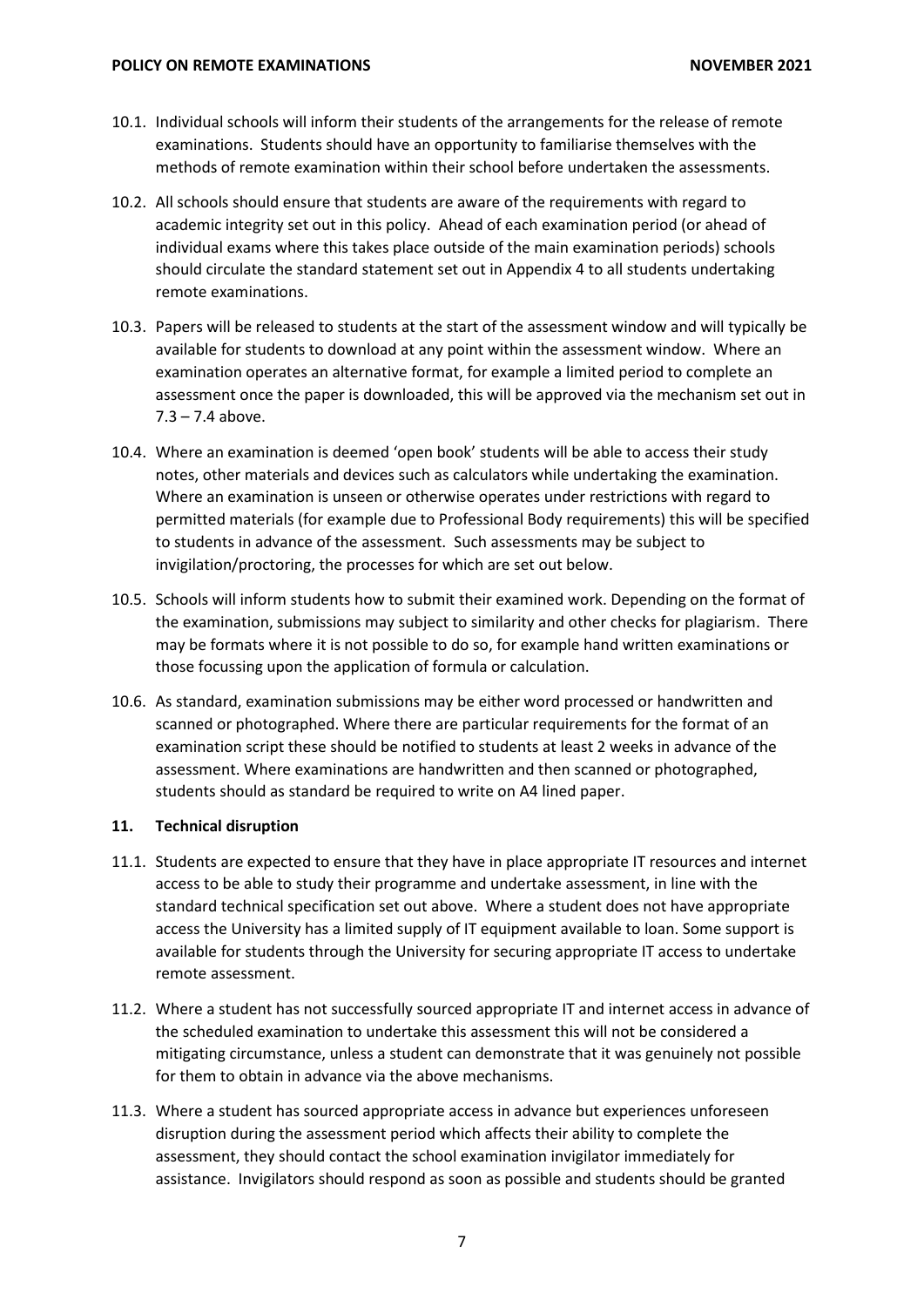10.1. Individual schools will inform their students of the arrangements for the release of remote examinations. Students should have an opportunity to familiarise themselves with the methods of remote examination within their school before undertaken the assessments.

10.2. All schools should ensure that students are aware of the requirements with regard to academic integrity set out in this policy. Ahead of each examination period (or ahead of individual exams where this takes place outside of the main examination periods) schools should circulate the standard statement set out in Appendix 4 to all students undertaking remote examinations.

10.3. Papers will be released to students at the start of the assessment window and will typically be available for students to download at any point within the assessment window. Where an examination operates an alternative format, for example a limited period to complete an assessment once the paper is downloaded, this will be approved via the mechanism set out in 7.3 – 7.4 above.

10.4. Where an examination is deemed 'open book' students will be able to access their study notes, other materials and devices such as calculators while undertaking the examination. Where an examination is unseen or otherwise operates under restrictions with regard to permitted materials (for example due to Professional Body requirements) this will be specified to students in advance of the assessment. Such assessments may be subject to invigilation/proctoring, the processes for which are set out below.

10.5. Schools will inform students how to submit their examined work. Depending on the format of the examination, submissions may subject to similarity and other checks for plagiarism. There may be formats where it is not possible to do so, for example hand written examinations or those focussing upon the application of formula or calculation.

10.6. As standard, examination submissions may be either word processed or handwritten and scanned or photographed. Where there are particular requirements for the format of an examination script these should be notified to students at least 2 weeks in advance of the assessment. Where examinations are handwritten and then scanned or photographed, students should as standard be required to write on A4 lined paper.

## 11. Technical disruption

11.1. Students are expected to ensure that they have in place appropriate IT resources and internet access to be able to study their programme and undertake assessment, in line with the standard technical specification set out above. Where a student does not have appropriate access the University has a limited supply of IT equipment available to loan. Some support is available for students through the University for securing appropriate IT access to undertake remote assessment.

11.2. Where a student has not successfully sourced appropriate IT and internet access in advance of the scheduled examination to undertake this assessment this will not be considered a mitigating circumstance, unless a student can demonstrate that it was genuinely not possible for them to obtain in advance via the above mechanisms.

11.3. Where a student has sourced appropriate access in advance but experiences unforeseen disruption during the assessment period which affects their ability to complete the assessment, they should contact the school examination invigilator immediately for assistance. Invigilators should respond as soon as possible and students should be granted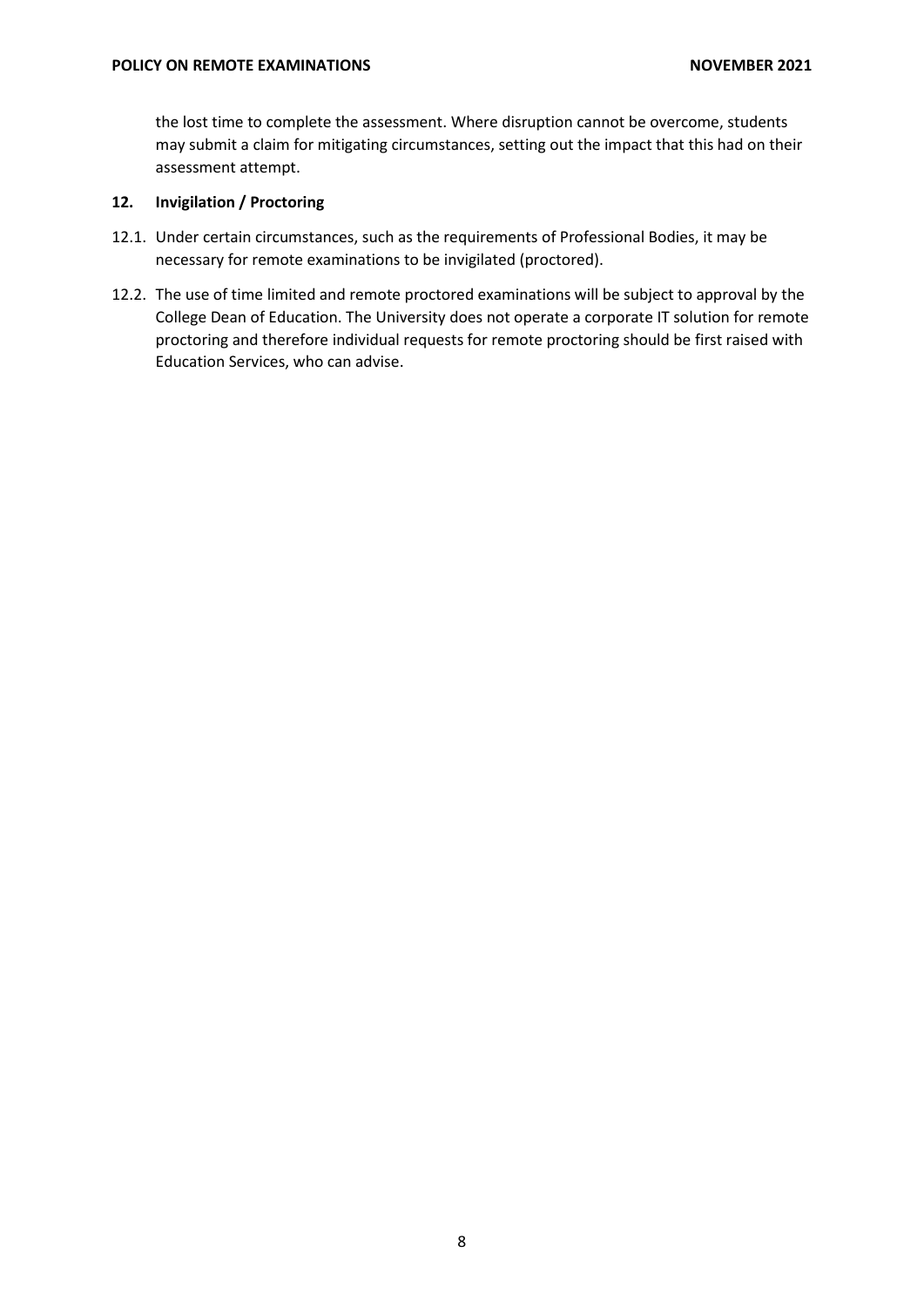the lost time to complete the assessment. Where disruption cannot be overcome, students may submit a claim for mitigating circumstances, setting out the impact that this had on their assessment attempt.

## 12. Invigilation / Proctoring

12.1. Under certain circumstances, such as the requirements of Professional Bodies, it may be necessary for remote examinations to be invigilated (proctored).

12.2. The use of time limited and remote proctored examinations will be subject to approval by the College Dean of Education. The University does not operate a corporate IT solution for remote proctoring and therefore individual requests for remote proctoring should be first raised with Education Services, who can advise.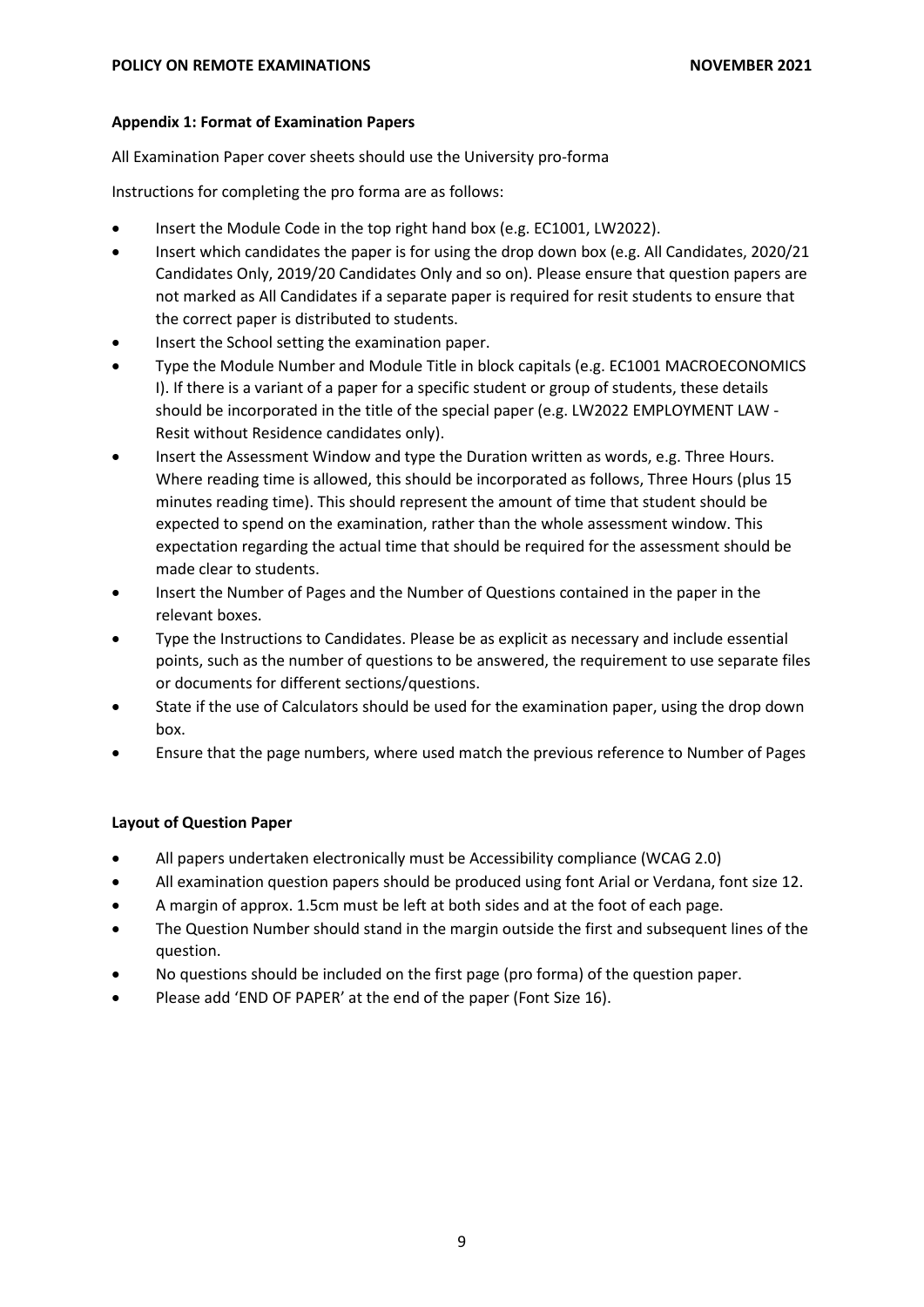### Appendix 1: Format of Examination Papers

All Examination Paper cover sheets should use the University pro-forma

Instructions for completing the pro forma are as follows:

- Insert the Module Code in the top right hand box (e.g. EC1001, LW2022).
- Insert which candidates the paper is for using the drop down box (e.g. All Candidates, 2020/21 Candidates Only, 2019/20 Candidates Only and so on). Please ensure that question papers are not marked as All Candidates if a separate paper is required for resit students to ensure that the correct paper is distributed to students.
- Insert the School setting the examination paper.
- Type the Module Number and Module Title in block capitals (e.g. EC1001 MACROECONOMICS I). If there is a variant of a paper for a specific student or group of students, these details should be incorporated in the title of the special paper (e.g. LW2022 EMPLOYMENT LAW - Resit without Residence candidates only).
- Insert the Assessment Window and type the Duration written as words, e.g. Three Hours. Where reading time is allowed, this should be incorporated as follows, Three Hours (plus 15 minutes reading time). This should represent the amount of time that student should be expected to spend on the examination, rather than the whole assessment window. This expectation regarding the actual time that should be required for the assessment should be made clear to students.
- Insert the Number of Pages and the Number of Questions contained in the paper in the relevant boxes.
- Type the Instructions to Candidates. Please be as explicit as necessary and include essential points, such as the number of questions to be answered, the requirement to use separate files or documents for different sections/questions.
- State if the use of Calculators should be used for the examination paper, using the drop down box.
- Ensure that the page numbers, where used match the previous reference to Number of Pages

### Layout of Question Paper

- All papers undertaken electronically must be Accessibility compliance (WCAG 2.0)
- All examination question papers should be produced using font Arial or Verdana, font size 12.
- A margin of approx. 1.5cm must be left at both sides and at the foot of each page.
- The Question Number should stand in the margin outside the first and subsequent lines of the question.
- No questions should be included on the first page (pro forma) of the question paper.
- Please add 'END OF PAPER' at the end of the paper (Font Size 16).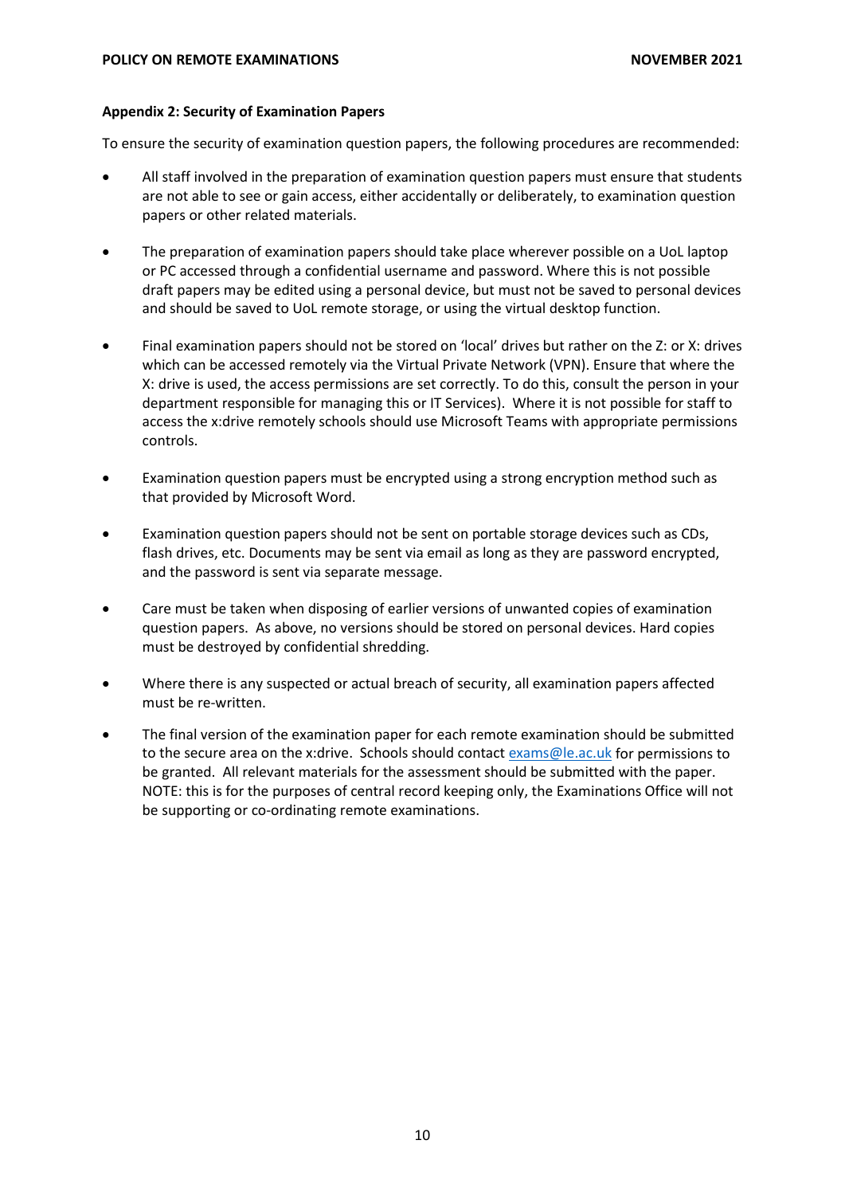**Appendix 2: Security of Examination Papers**

To ensure the security of examination question papers, the following procedures are recommended:

- All staff involved in the preparation of examination question papers must ensure that students are not able to see or gain access, either accidentally or deliberately, to examination question papers or other related materials.

- The preparation of examination papers should take place wherever possible on a UoL laptop or PC accessed through a confidential username and password. Where this is not possible draft papers may be edited using a personal device, but must not be saved to personal devices and should be saved to UoL remote storage, or using the virtual desktop function.

- Final examination papers should not be stored on 'local' drives but rather on the Z: or X: drives which can be accessed remotely via the Virtual Private Network (VPN). Ensure that where the X: drive is used, the access permissions are set correctly. To do this, consult the person in your department responsible for managing this or IT Services). Where it is not possible for staff to access the x:drive remotely schools should use Microsoft Teams with appropriate permissions controls.

- Examination question papers must be encrypted using a strong encryption method such as that provided by Microsoft Word.

- Examination question papers should not be sent on portable storage devices such as CDs, flash drives, etc. Documents may be sent via email as long as they are password encrypted, and the password is sent via separate message.

- Care must be taken when disposing of earlier versions of unwanted copies of examination question papers. As above, no versions should be stored on personal devices. Hard copies must be destroyed by confidential shredding.

- Where there is any suspected or actual breach of security, all examination papers affected must be re-written.

- The final version of the examination paper for each remote examination should be submitted to the secure area on the x:drive. Schools should contact exams@le.ac.uk for permissions to be granted. All relevant materials for the assessment should be submitted with the paper. NOTE: this is for the purposes of central record keeping only, the Examinations Office will not be supporting or co-ordinating remote examinations.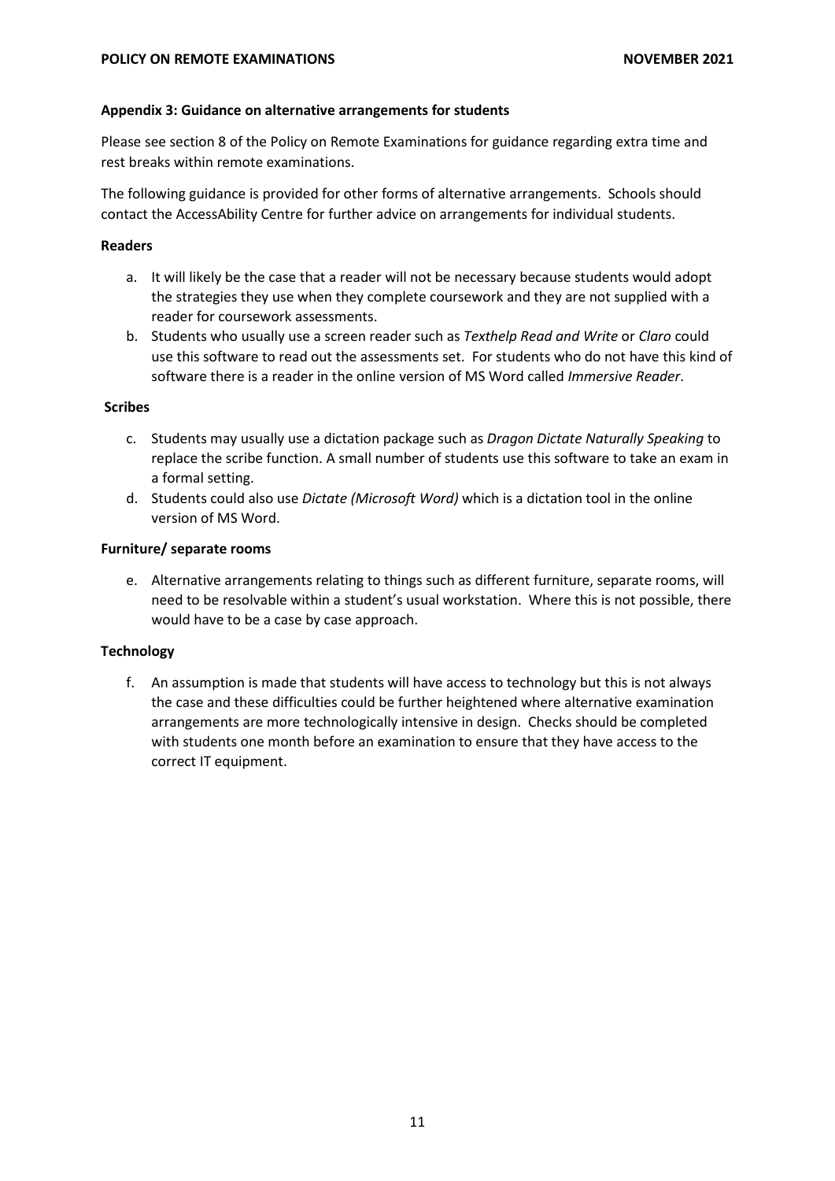### Appendix 3: Guidance on alternative arrangements for students

Please see section 8 of the Policy on Remote Examinations for guidance regarding extra time and rest breaks within remote examinations.

The following guidance is provided for other forms of alternative arrangements. Schools should contact the AccessAbility Centre for further advice on arrangements for individual students.

#### Readers

a. It will likely be the case that a reader will not be necessary because students would adopt the strategies they use when they complete coursework and they are not supplied with a reader for coursework assessments.

b. Students who usually use a screen reader such as *Texthelp Read and Write* or *Claro* could use this software to read out the assessments set. For students who do not have this kind of software there is a reader in the online version of MS Word called *Immersive Reader*.

#### Scribes

c. Students may usually use a dictation package such as *Dragon Dictate Naturally Speaking* to replace the scribe function. A small number of students use this software to take an exam in a formal setting.

d. Students could also use *Dictate (Microsoft Word)* which is a dictation tool in the online version of MS Word.

#### Furniture/ separate rooms

e. Alternative arrangements relating to things such as different furniture, separate rooms, will need to be resolvable within a student's usual workstation. Where this is not possible, there would have to be a case by case approach.

#### Technology

f. An assumption is made that students will have access to technology but this is not always the case and these difficulties could be further heightened where alternative examination arrangements are more technologically intensive in design. Checks should be completed with students one month before an examination to ensure that they have access to the correct IT equipment.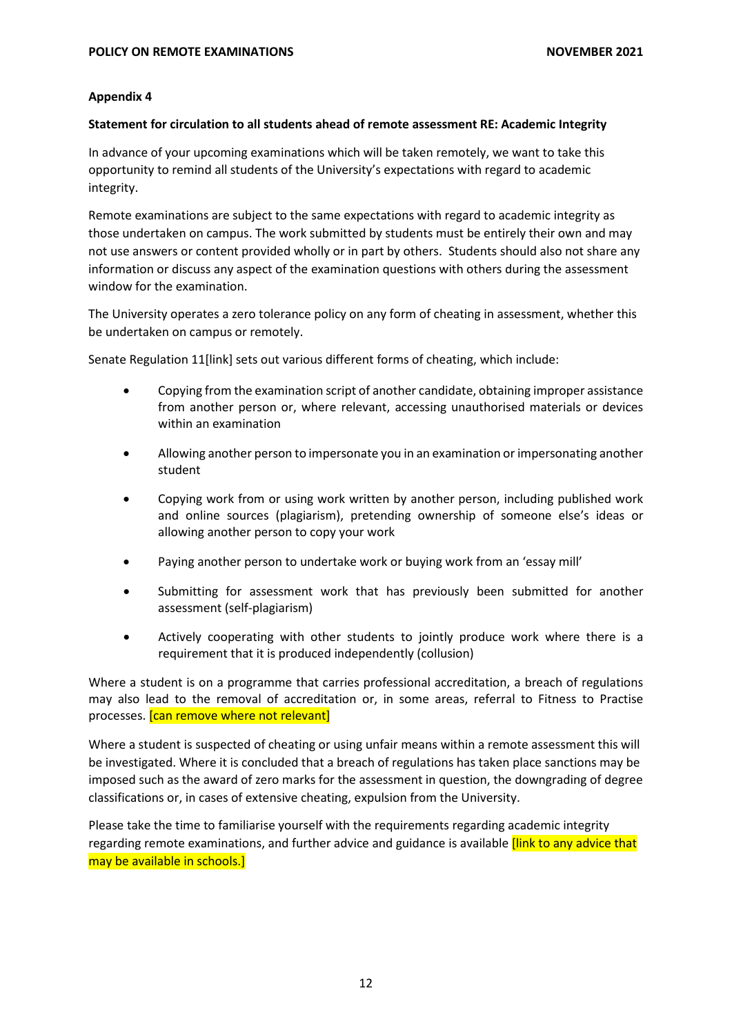**Appendix 4**

**Statement for circulation to all students ahead of remote assessment RE: Academic Integrity**

In advance of your upcoming examinations which will be taken remotely, we want to take this opportunity to remind all students of the University's expectations with regard to academic integrity.

Remote examinations are subject to the same expectations with regard to academic integrity as those undertaken on campus. The work submitted by students must be entirely their own and may not use answers or content provided wholly or in part by others. Students should also not share any information or discuss any aspect of the examination questions with others during the assessment window for the examination.

The University operates a zero tolerance policy on any form of cheating in assessment, whether this be undertaken on campus or remotely.

Senate Regulation 11[link] sets out various different forms of cheating, which include:

- Copying from the examination script of another candidate, obtaining improper assistance from another person or, where relevant, accessing unauthorised materials or devices within an examination
- Allowing another person to impersonate you in an examination or impersonating another student
- Copying work from or using work written by another person, including published work and online sources (plagiarism), pretending ownership of someone else's ideas or allowing another person to copy your work
- Paying another person to undertake work or buying work from an 'essay mill'
- Submitting for assessment work that has previously been submitted for another assessment (self-plagiarism)
- Actively cooperating with other students to jointly produce work where there is a requirement that it is produced independently (collusion)

Where a student is on a programme that carries professional accreditation, a breach of regulations may also lead to the removal of accreditation or, in some areas, referral to Fitness to Practise processes. [can remove where not relevant]

Where a student is suspected of cheating or using unfair means within a remote assessment this will be investigated. Where it is concluded that a breach of regulations has taken place sanctions may be imposed such as the award of zero marks for the assessment in question, the downgrading of degree classifications or, in cases of extensive cheating, expulsion from the University.

Please take the time to familiarise yourself with the requirements regarding academic integrity regarding remote examinations, and further advice and guidance is available [link to any advice that may be available in schools.]